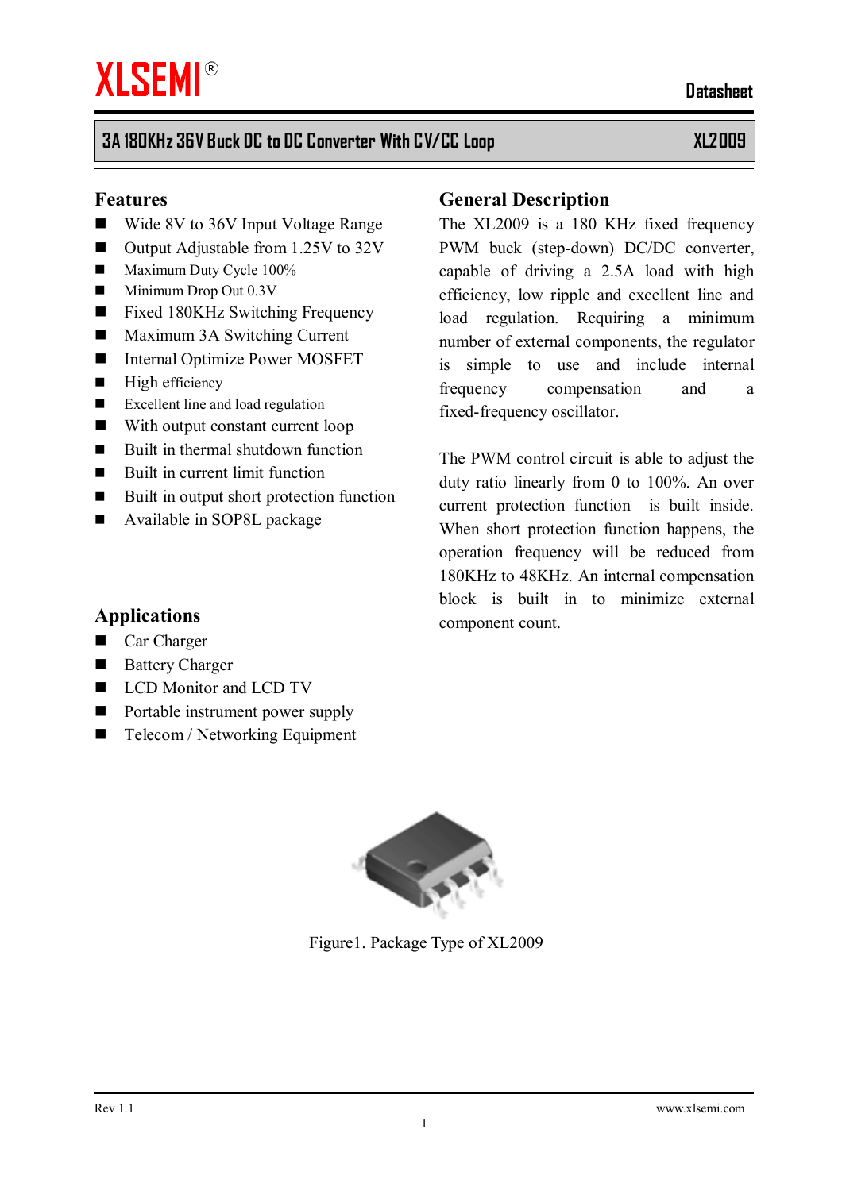XLSEMI®

Datasheet

# 3A 180KHz 36V Buck DC to DC Converter With CV/CC Loop — XL2009

## Features

- Wide 8V to 36V Input Voltage Range
- Output Adjustable from 1.25V to 32V
- Maximum Duty Cycle 100%
- Minimum Drop Out 0.3V
- Fixed 180KHz Switching Frequency
- Maximum 3A Switching Current
- Internal Optimize Power MOSFET
- High efficiency
- Excellent line and load regulation
- With output constant current loop
- Built in thermal shutdown function
- Built in current limit function
- Built in output short protection function
- Available in SOP8L package

## Applications

- Car Charger
- Battery Charger
- LCD Monitor and LCD TV
- Portable instrument power supply
- Telecom / Networking Equipment

## General Description

The XL2009 is a 180 KHz fixed frequency PWM buck (step-down) DC/DC converter, capable of driving a 2.5A load with high efficiency, low ripple and excellent line and load regulation. Requiring a minimum number of external components, the regulator is simple to use and include internal frequency compensation and a fixed-frequency oscillator.

The PWM control circuit is able to adjust the duty ratio linearly from 0 to 100%. An over current protection function is built inside. When short protection function happens, the operation frequency will be reduced from 180KHz to 48KHz. An internal compensation block is built in to minimize external component count.

Figure1. Package Type of XL2009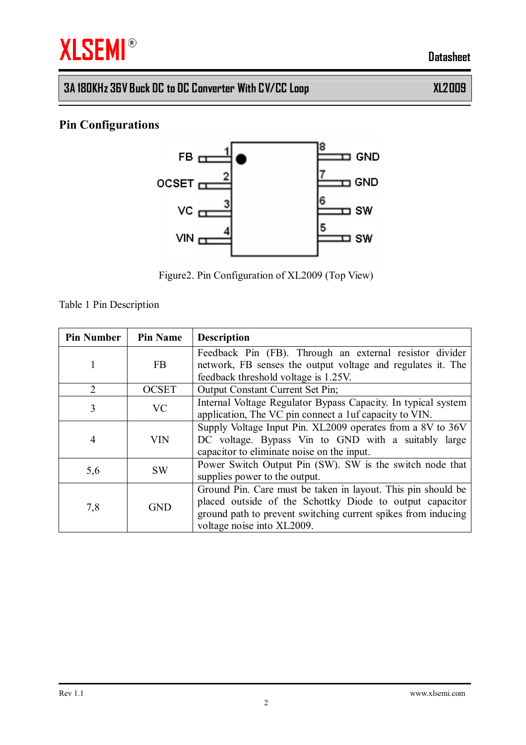## Pin Configurations

FB 1
OCSET 2
VC 3
VIN 4
8 GND
7 GND
6 SW
5 SW

Figure2. Pin Configuration of XL2009 (Top View)

Table 1 Pin Description

| Pin Number | Pin Name | Description |
| --- | --- | --- |
| 1 | FB | Feedback Pin (FB). Through an external resistor divider network, FB senses the output voltage and regulates it. The feedback threshold voltage is 1.25V. |
| 2 | OCSET | Output Constant Current Set Pin; |
| 3 | VC | Internal Voltage Regulator Bypass Capacity. In typical system application, The VC pin connect a 1uf capacity to VIN. |
| 4 | VIN | Supply Voltage Input Pin. XL2009 operates from a 8V to 36V DC voltage. Bypass Vin to GND with a suitably large capacitor to eliminate noise on the input. |
| 5,6 | SW | Power Switch Output Pin (SW). SW is the switch node that supplies power to the output. |
| 7,8 | GND | Ground Pin. Care must be taken in layout. This pin should be placed outside of the Schottky Diode to output capacitor ground path to prevent switching current spikes from inducing voltage noise into XL2009. |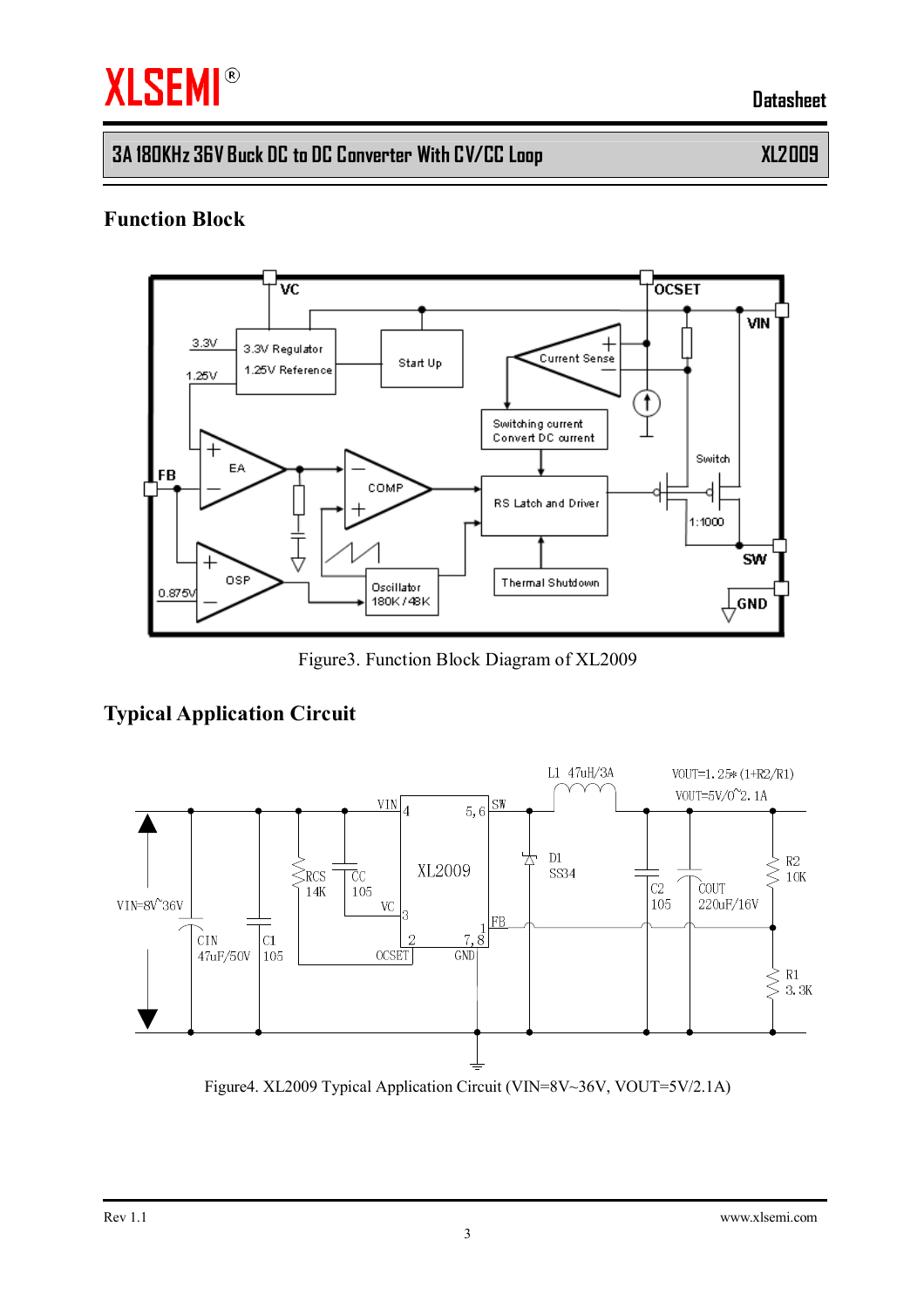## Function Block

VC

OCSET

VIN

3.3V

3.3V Regulator

1.25V Reference

1.25V

Start Up

Current Sense

Switching current Convert DC current

Switch

FB

EA

COMP

RS Latch and Driver

1:1000

SW

OSP

0.875V

Oscillator 180K / 48K

Thermal Shutdown

GND

Figure3. Function Block Diagram of XL2009

## Typical Application Circuit

L1 47uH/3A

VOUT=1.25*(1+R2/R1)

VOUT=5V/0~2.1A

VIN

4

5, 6

SW

XL2009

D1 SS34

RCS 14K

CC 105

VC

3

VIN=8V~36V

1

FB

2

7, 8

CIN 47uF/50V

C1 105

OCSET

GND

C2 105

COUT 220uF/16V

R2 10K

R1 3.3K

Figure4. XL2009 Typical Application Circuit (VIN=8V~36V, VOUT=5V/2.1A)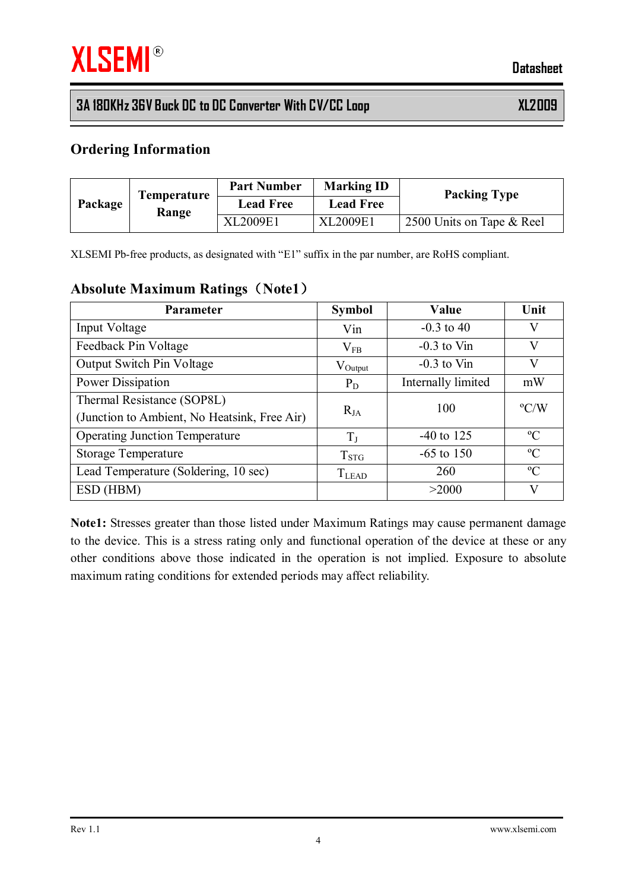## Ordering Information

| Package | Temperature Range | Part Number | Marking ID | Packing Type |
|---|---|---|---|---|
| | | Lead Free | Lead Free | |
| | | XL2009E1 | XL2009E1 | 2500 Units on Tape & Reel |

XLSEMI Pb-free products, as designated with "E1" suffix in the par number, are RoHS compliant.

## Absolute Maximum Ratings（Note1）

| Parameter | Symbol | Value | Unit |
|---|---|---|---|
| Input Voltage | Vin | -0.3 to 40 | V |
| Feedback Pin Voltage | $V_{FB}$ | -0.3 to Vin | V |
| Output Switch Pin Voltage | $V_{Output}$ | -0.3 to Vin | V |
| Power Dissipation | $P_D$ | Internally limited | mW |
| Thermal Resistance (SOP8L) (Junction to Ambient, No Heatsink, Free Air) | $R_{JA}$ | 100 | ºC/W |
| Operating Junction Temperature | $T_J$ | -40 to 125 | ºC |
| Storage Temperature | $T_{STG}$ | -65 to 150 | ºC |
| Lead Temperature (Soldering, 10 sec) | $T_{LEAD}$ | 260 | ºC |
| ESD (HBM) | | >2000 | V |

**Note1:** Stresses greater than those listed under Maximum Ratings may cause permanent damage to the device. This is a stress rating only and functional operation of the device at these or any other conditions above those indicated in the operation is not implied. Exposure to absolute maximum rating conditions for extended periods may affect reliability.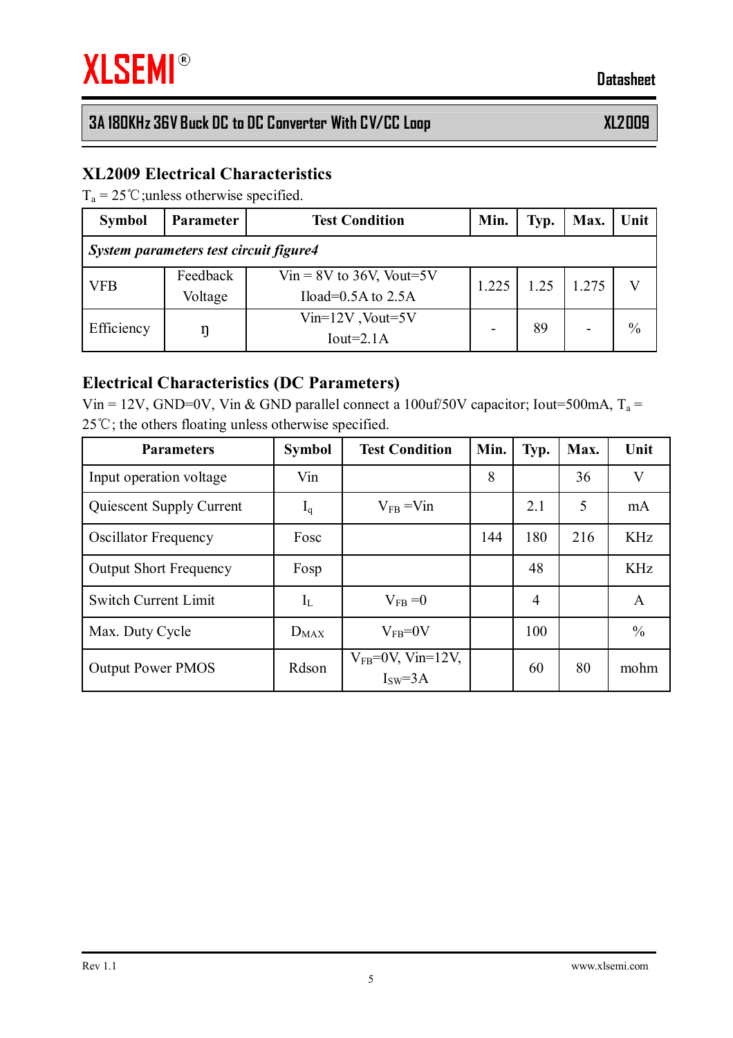## XL2009 Electrical Characteristics

$T_a = 25℃$;unless otherwise specified.

| Symbol | Parameter | Test Condition | Min. | Typ. | Max. | Unit |
|---|---|---|---|---|---|---|
| ***System parameters test circuit figure4*** | | | | | | |
| VFB | Feedback Voltage | Vin = 8V to 36V, Vout=5V Iload=0.5A to 2.5A | 1.225 | 1.25 | 1.275 | V |
| Efficiency | ŋ | Vin=12V ,Vout=5V Iout=2.1A | - | 89 | - | % |

## Electrical Characteristics (DC Parameters)

Vin = 12V, GND=0V, Vin & GND parallel connect a 100uf/50V capacitor; Iout=500mA, $T_a = 25℃$; the others floating unless otherwise specified.

| Parameters | Symbol | Test Condition | Min. | Typ. | Max. | Unit |
|---|---|---|---|---|---|---|
| Input operation voltage | Vin | | 8 | | 36 | V |
| Quiescent Supply Current | $I_q$ | $V_{FB}$ =Vin | | 2.1 | 5 | mA |
| Oscillator Frequency | Fosc | | 144 | 180 | 216 | KHz |
| Output Short Frequency | Fosp | | | 48 | | KHz |
| Switch Current Limit | $I_L$ | $V_{FB}$ =0 | | 4 | | A |
| Max. Duty Cycle | $D_{MAX}$ | $V_{FB}$=0V | | 100 | | % |
| Output Power PMOS | Rdson | $V_{FB}$=0V, Vin=12V, $I_{SW}$=3A | | 60 | 80 | mohm |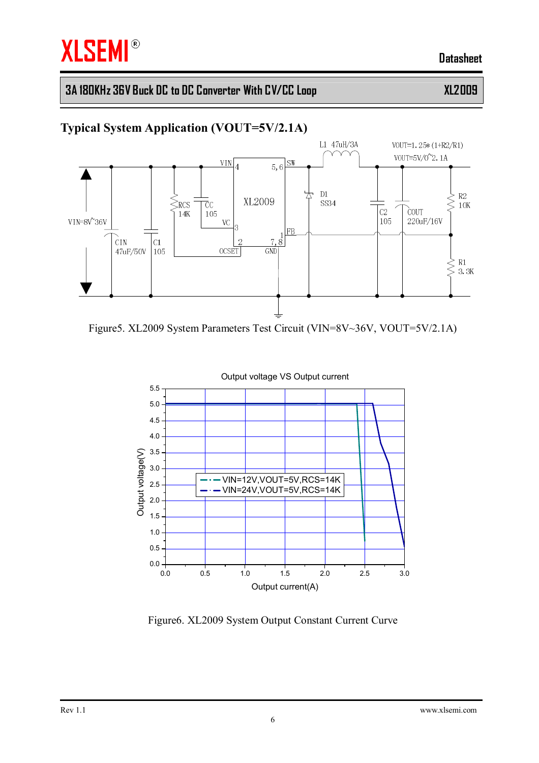## Typical System Application (VOUT=5V/2.1A)

L1 47uH/3A

VOUT=1.25*(1+R2/R1)

VOUT=5V/0~2.1A

VIN

4

5,6

SW

XL2009

D1

SS34

RCS

14K

CC

105

VC

3

1

FB

R2

10K

C2

105

COUT

220uF/16V

VIN=8V~36V

CIN

47uF/50V

C1

105

2

OCSET

7,8

GND

R1

3.3K

Figure5. XL2009 System Parameters Test Circuit (VIN=8V~36V, VOUT=5V/2.1A)

Output voltage VS Output current

Output voltage(V)

Output current(A)

0.0 0.5 1.0 1.5 2.0 2.5 3.0 3.5 4.0 4.5 5.0 5.5

0.0 0.5 1.0 1.5 2.0 2.5 3.0

VIN=12V,VOUT=5V,RCS=14K

VIN=24V,VOUT=5V,RCS=14K

Figure6. XL2009 System Output Constant Current Curve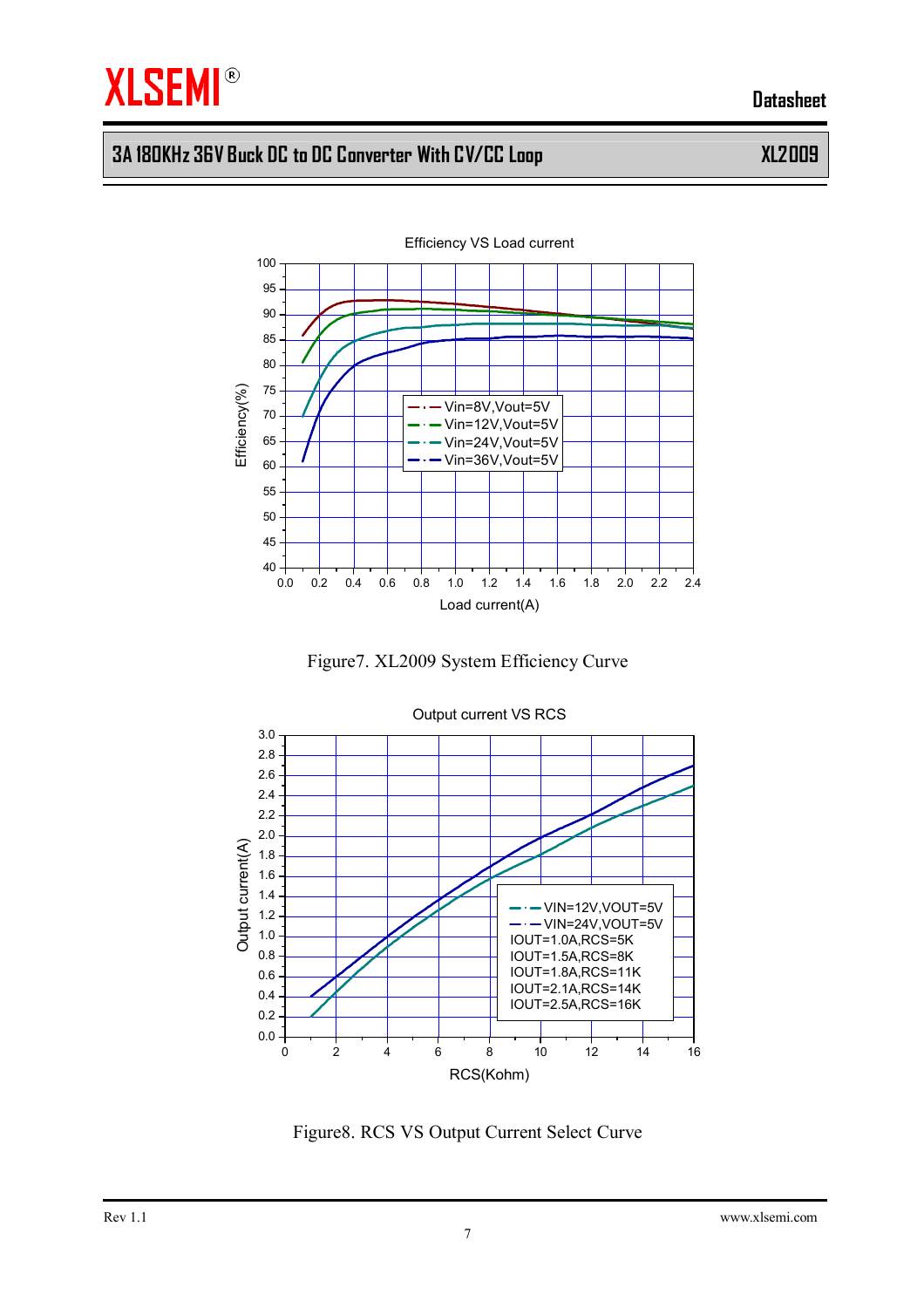Efficiency VS Load current

Efficiency(%)

100
95
90
85
80
75
70
65
60
55
50
45
40

0.0 0.2 0.4 0.6 0.8 1.0 1.2 1.4 1.6 1.8 2.0 2.2 2.4

Load current(A)

Vin=8V,Vout=5V
Vin=12V,Vout=5V
Vin=24V,Vout=5V
Vin=36V,Vout=5V

Figure7. XL2009 System Efficiency Curve

Output current VS RCS

Output current(A)

3.0
2.8
2.6
2.4
2.2
2.0
1.8
1.6
1.4
1.2
1.0
0.8
0.6
0.4
0.2
0.0

0 2 4 6 8 10 12 14 16

RCS(Kohm)

VIN=12V,VOUT=5V
VIN=24V,VOUT=5V
IOUT=1.0A,RCS=5K
IOUT=1.5A,RCS=8K
IOUT=1.8A,RCS=11K
IOUT=2.1A,RCS=14K
IOUT=2.5A,RCS=16K

Figure8. RCS VS Output Current Select Curve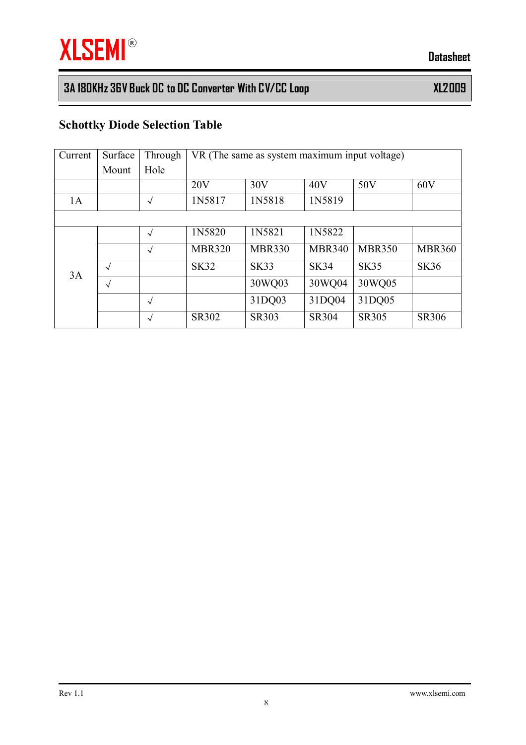## Schottky Diode Selection Table

| Current | Surface Mount | Through Hole | VR (The same as system maximum input voltage) | | | | |
|---|---|---|---|---|---|---|---|
| | | | 20V | 30V | 40V | 50V | 60V |
| 1A | | √ | 1N5817 | 1N5818 | 1N5819 | | |
| | | | | | | | |
| 3A | | √ | 1N5820 | 1N5821 | 1N5822 | | |
| | | √ | MBR320 | MBR330 | MBR340 | MBR350 | MBR360 |
| | √ | | SK32 | SK33 | SK34 | SK35 | SK36 |
| | √ | | | 30WQ03 | 30WQ04 | 30WQ05 | |
| | | √ | | 31DQ03 | 31DQ04 | 31DQ05 | |
| | | √ | SR302 | SR303 | SR304 | SR305 | SR306 |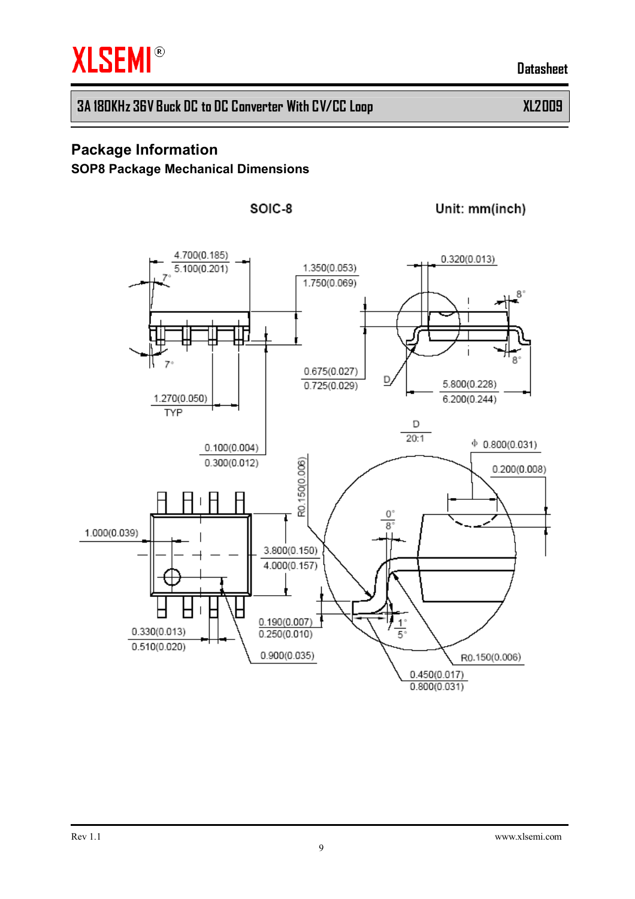## Package Information

### SOP8 Package Mechanical Dimensions

SOIC-8

Unit: mm(inch)

4.700(0.185)
5.100(0.201)

7°

7°

1.350(0.053)
1.750(0.069)

0.320(0.013)

8°

8°

0.675(0.027)
0.725(0.029)

D

5.800(0.228)
6.200(0.244)

1.270(0.050)
TYP

0.100(0.004)
0.300(0.012)

D
20:1

Φ 0.800(0.031)

0.200(0.008)

R0.150(0.006)

0°
8°

1.000(0.039)

3.800(0.150)
4.000(0.157)

0.190(0.007)
0.250(0.010)

1°
5°

0.330(0.013)
0.510(0.020)

0.900(0.035)

R0.150(0.006)

0.450(0.017)
0.800(0.031)